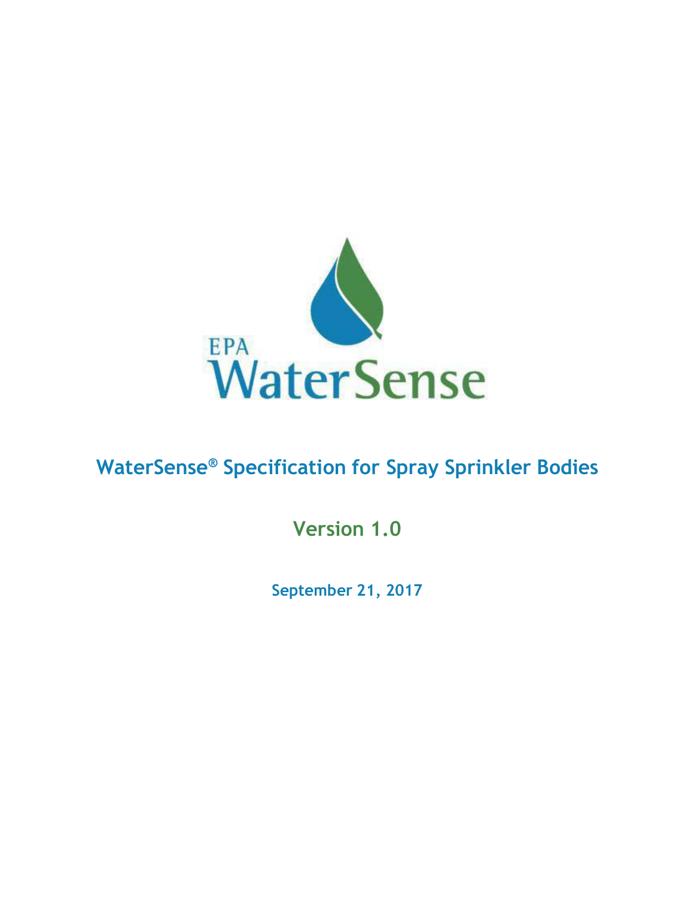EPA WaterSense

# WaterSense® Specification for Spray Sprinkler Bodies

## Version 1.0

**September 21, 2017**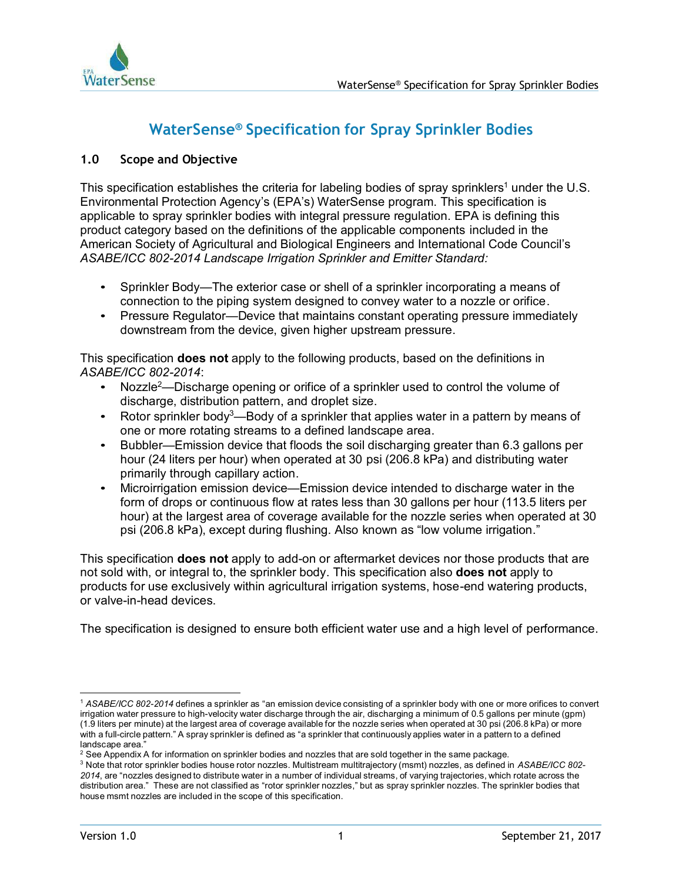# WaterSense® Specification for Spray Sprinkler Bodies

## 1.0 Scope and Objective

This specification establishes the criteria for labeling bodies of spray sprinklers[1] under the U.S. Environmental Protection Agency's (EPA's) WaterSense program. This specification is applicable to spray sprinkler bodies with integral pressure regulation. EPA is defining this product category based on the definitions of the applicable components included in the American Society of Agricultural and Biological Engineers and International Code Council's *ASABE/ICC 802-2014 Landscape Irrigation Sprinkler and Emitter Standard:*

- Sprinkler Body—The exterior case or shell of a sprinkler incorporating a means of connection to the piping system designed to convey water to a nozzle or orifice.
- Pressure Regulator—Device that maintains constant operating pressure immediately downstream from the device, given higher upstream pressure.

This specification **does not** apply to the following products, based on the definitions in *ASABE/ICC 802-2014*:

- Nozzle[2]—Discharge opening or orifice of a sprinkler used to control the volume of discharge, distribution pattern, and droplet size.
- Rotor sprinkler body[3]—Body of a sprinkler that applies water in a pattern by means of one or more rotating streams to a defined landscape area.
- Bubbler—Emission device that floods the soil discharging greater than 6.3 gallons per hour (24 liters per hour) when operated at 30 psi (206.8 kPa) and distributing water primarily through capillary action.
- Microirrigation emission device—Emission device intended to discharge water in the form of drops or continuous flow at rates less than 30 gallons per hour (113.5 liters per hour) at the largest area of coverage available for the nozzle series when operated at 30 psi (206.8 kPa), except during flushing. Also known as "low volume irrigation."

This specification **does not** apply to add-on or aftermarket devices nor those products that are not sold with, or integral to, the sprinkler body. This specification also **does not** apply to products for use exclusively within agricultural irrigation systems, hose-end watering products, or valve-in-head devices.

The specification is designed to ensure both efficient water use and a high level of performance.

---

[1] *ASABE/ICC 802-2014* defines a sprinkler as "an emission device consisting of a sprinkler body with one or more orifices to convert irrigation water pressure to high-velocity water discharge through the air, discharging a minimum of 0.5 gallons per minute (gpm) (1.9 liters per minute) at the largest area of coverage available for the nozzle series when operated at 30 psi (206.8 kPa) or more with a full-circle pattern." A spray sprinkler is defined as "a sprinkler that continuously applies water in a pattern to a defined landscape area."

[2] See Appendix A for information on sprinkler bodies and nozzles that are sold together in the same package.

[3] Note that rotor sprinkler bodies house rotor nozzles. Multistream multitrajectory (msmt) nozzles, as defined in *ASABE/ICC 802-2014*, are "nozzles designed to distribute water in a number of individual streams, of varying trajectories, which rotate across the distribution area." These are not classified as "rotor sprinkler nozzles," but as spray sprinkler nozzles. The sprinkler bodies that house msmt nozzles are included in the scope of this specification.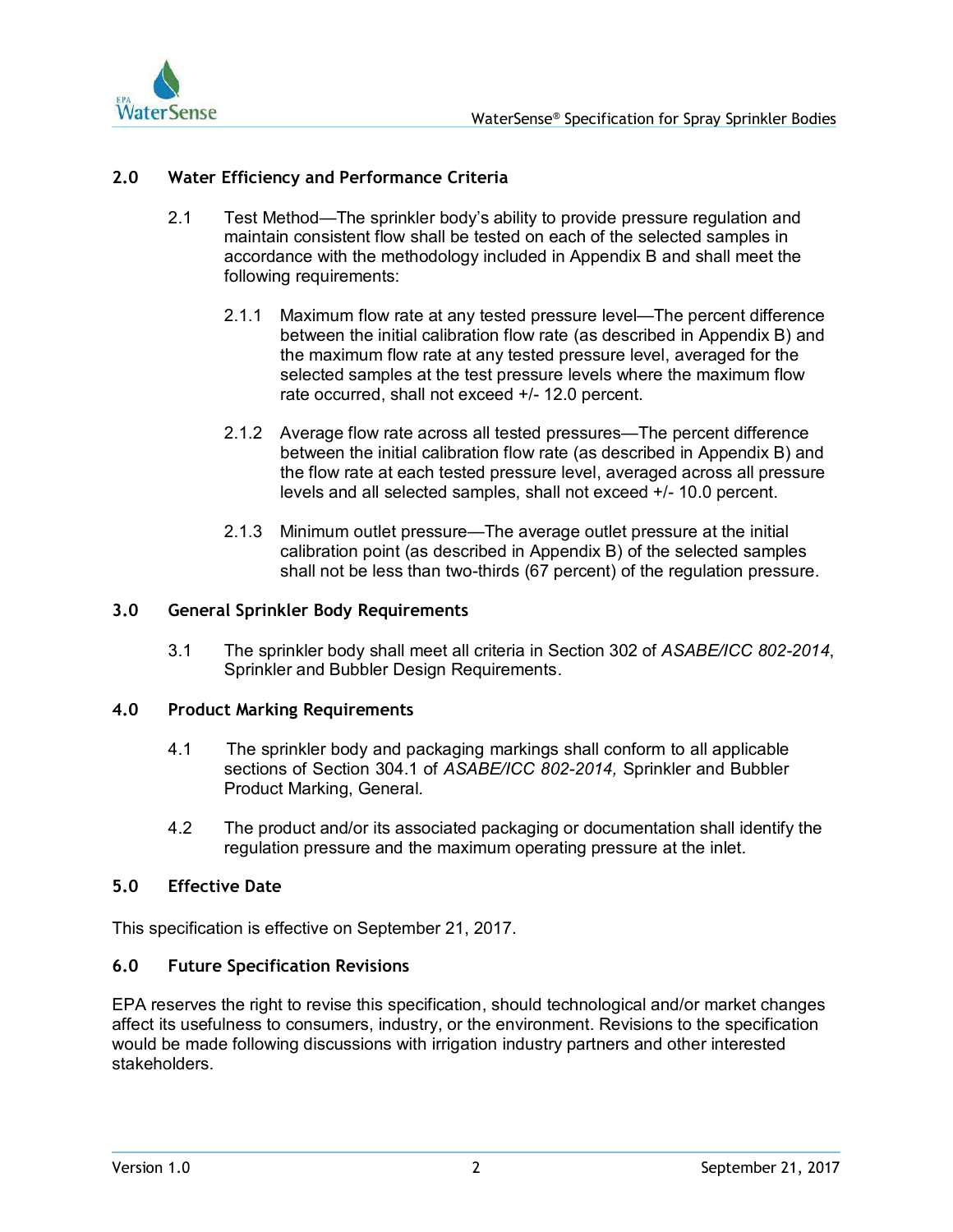## 2.0 Water Efficiency and Performance Criteria

2.1 Test Method—The sprinkler body's ability to provide pressure regulation and maintain consistent flow shall be tested on each of the selected samples in accordance with the methodology included in Appendix B and shall meet the following requirements:

2.1.1 Maximum flow rate at any tested pressure level—The percent difference between the initial calibration flow rate (as described in Appendix B) and the maximum flow rate at any tested pressure level, averaged for the selected samples at the test pressure levels where the maximum flow rate occurred, shall not exceed +/- 12.0 percent.

2.1.2 Average flow rate across all tested pressures—The percent difference between the initial calibration flow rate (as described in Appendix B) and the flow rate at each tested pressure level, averaged across all pressure levels and all selected samples, shall not exceed +/- 10.0 percent.

2.1.3 Minimum outlet pressure—The average outlet pressure at the initial calibration point (as described in Appendix B) of the selected samples shall not be less than two-thirds (67 percent) of the regulation pressure.

## 3.0 General Sprinkler Body Requirements

3.1 The sprinkler body shall meet all criteria in Section 302 of *ASABE/ICC 802-2014*, Sprinkler and Bubbler Design Requirements.

## 4.0 Product Marking Requirements

4.1 The sprinkler body and packaging markings shall conform to all applicable sections of Section 304.1 of *ASABE/ICC 802-2014,* Sprinkler and Bubbler Product Marking, General.

4.2 The product and/or its associated packaging or documentation shall identify the regulation pressure and the maximum operating pressure at the inlet.

## 5.0 Effective Date

This specification is effective on September 21, 2017.

## 6.0 Future Specification Revisions

EPA reserves the right to revise this specification, should technological and/or market changes affect its usefulness to consumers, industry, or the environment. Revisions to the specification would be made following discussions with irrigation industry partners and other interested stakeholders.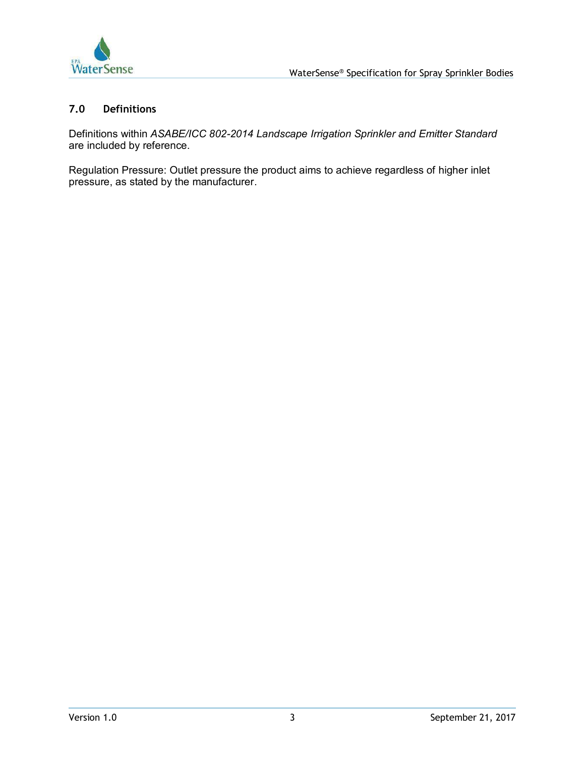## 7.0 Definitions

Definitions within *ASABE/ICC 802-2014 Landscape Irrigation Sprinkler and Emitter Standard* are included by reference.

Regulation Pressure: Outlet pressure the product aims to achieve regardless of higher inlet pressure, as stated by the manufacturer.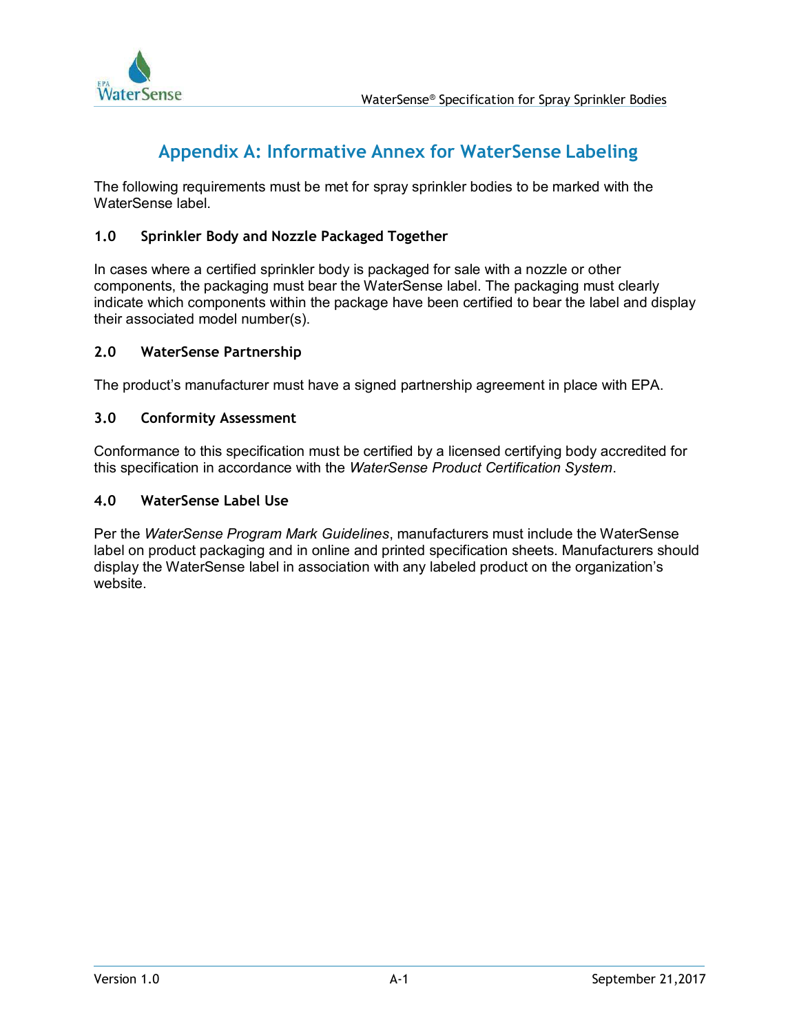# Appendix A: Informative Annex for WaterSense Labeling

The following requirements must be met for spray sprinkler bodies to be marked with the WaterSense label.

## 1.0 Sprinkler Body and Nozzle Packaged Together

In cases where a certified sprinkler body is packaged for sale with a nozzle or other components, the packaging must bear the WaterSense label. The packaging must clearly indicate which components within the package have been certified to bear the label and display their associated model number(s).

## 2.0 WaterSense Partnership

The product's manufacturer must have a signed partnership agreement in place with EPA.

## 3.0 Conformity Assessment

Conformance to this specification must be certified by a licensed certifying body accredited for this specification in accordance with the *WaterSense Product Certification System*.

## 4.0 WaterSense Label Use

Per the *WaterSense Program Mark Guidelines*, manufacturers must include the WaterSense label on product packaging and in online and printed specification sheets. Manufacturers should display the WaterSense label in association with any labeled product on the organization's website.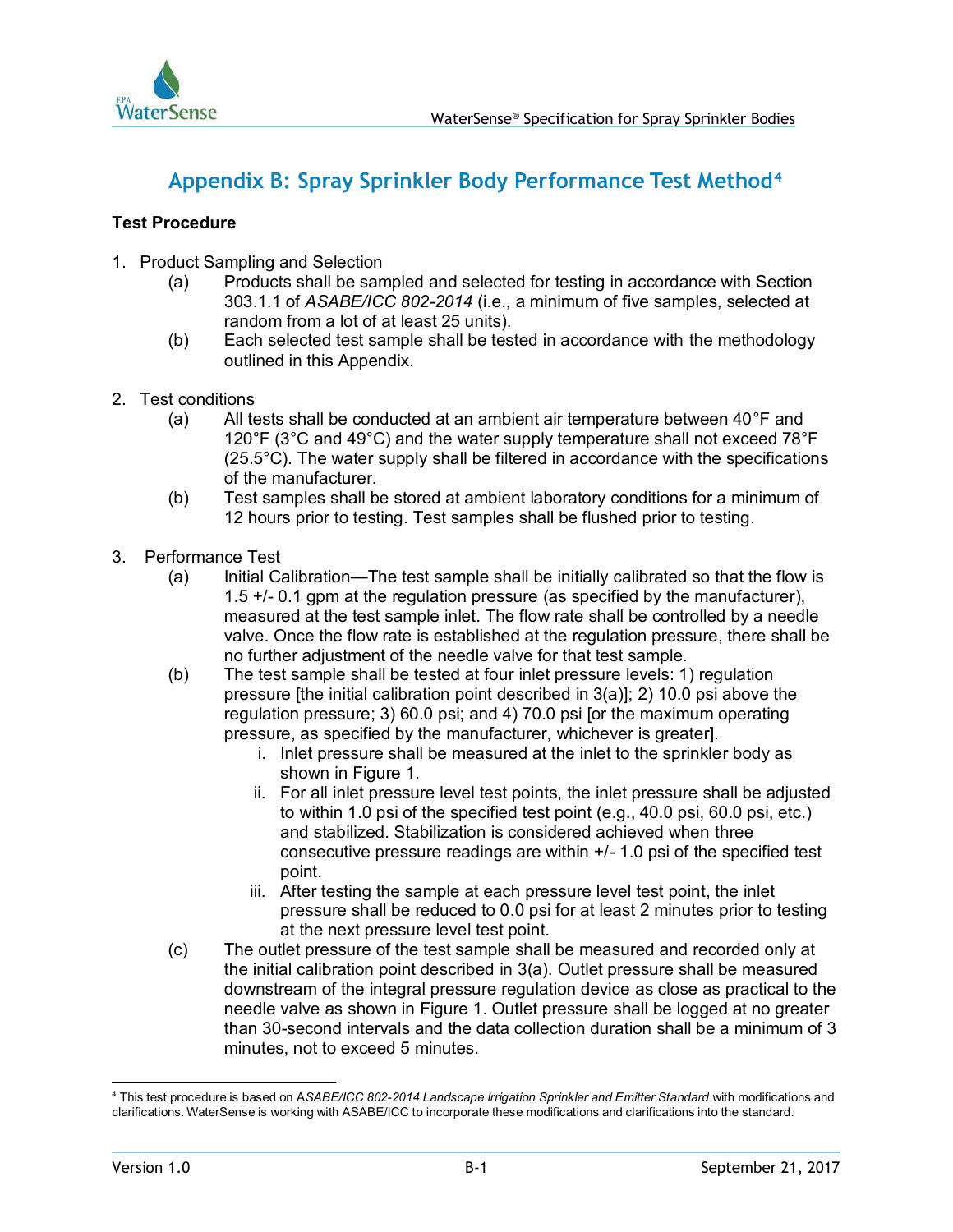# Appendix B: Spray Sprinkler Body Performance Test Method[4]

**Test Procedure**

1. Product Sampling and Selection
   - (a) Products shall be sampled and selected for testing in accordance with Section 303.1.1 of *ASABE/ICC 802-2014* (i.e., a minimum of five samples, selected at random from a lot of at least 25 units).
   - (b) Each selected test sample shall be tested in accordance with the methodology outlined in this Appendix.

2. Test conditions
   - (a) All tests shall be conducted at an ambient air temperature between 40°F and 120°F (3°C and 49°C) and the water supply temperature shall not exceed 78°F (25.5°C). The water supply shall be filtered in accordance with the specifications of the manufacturer.
   - (b) Test samples shall be stored at ambient laboratory conditions for a minimum of 12 hours prior to testing. Test samples shall be flushed prior to testing.

3. Performance Test
   - (a) Initial Calibration—The test sample shall be initially calibrated so that the flow is 1.5 +/- 0.1 gpm at the regulation pressure (as specified by the manufacturer), measured at the test sample inlet. The flow rate shall be controlled by a needle valve. Once the flow rate is established at the regulation pressure, there shall be no further adjustment of the needle valve for that test sample.
   - (b) The test sample shall be tested at four inlet pressure levels: 1) regulation pressure [the initial calibration point described in 3(a)]; 2) 10.0 psi above the regulation pressure; 3) 60.0 psi; and 4) 70.0 psi [or the maximum operating pressure, as specified by the manufacturer, whichever is greater].
     - i. Inlet pressure shall be measured at the inlet to the sprinkler body as shown in Figure 1.
     - ii. For all inlet pressure level test points, the inlet pressure shall be adjusted to within 1.0 psi of the specified test point (e.g., 40.0 psi, 60.0 psi, etc.) and stabilized. Stabilization is considered achieved when three consecutive pressure readings are within +/- 1.0 psi of the specified test point.
     - iii. After testing the sample at each pressure level test point, the inlet pressure shall be reduced to 0.0 psi for at least 2 minutes prior to testing at the next pressure level test point.
   - (c) The outlet pressure of the test sample shall be measured and recorded only at the initial calibration point described in 3(a). Outlet pressure shall be measured downstream of the integral pressure regulation device as close as practical to the needle valve as shown in Figure 1. Outlet pressure shall be logged at no greater than 30-second intervals and the data collection duration shall be a minimum of 3 minutes, not to exceed 5 minutes.

---

[4] This test procedure is based on *ASABE/ICC 802-2014 Landscape Irrigation Sprinkler and Emitter Standard* with modifications and clarifications. WaterSense is working with ASABE/ICC to incorporate these modifications and clarifications into the standard.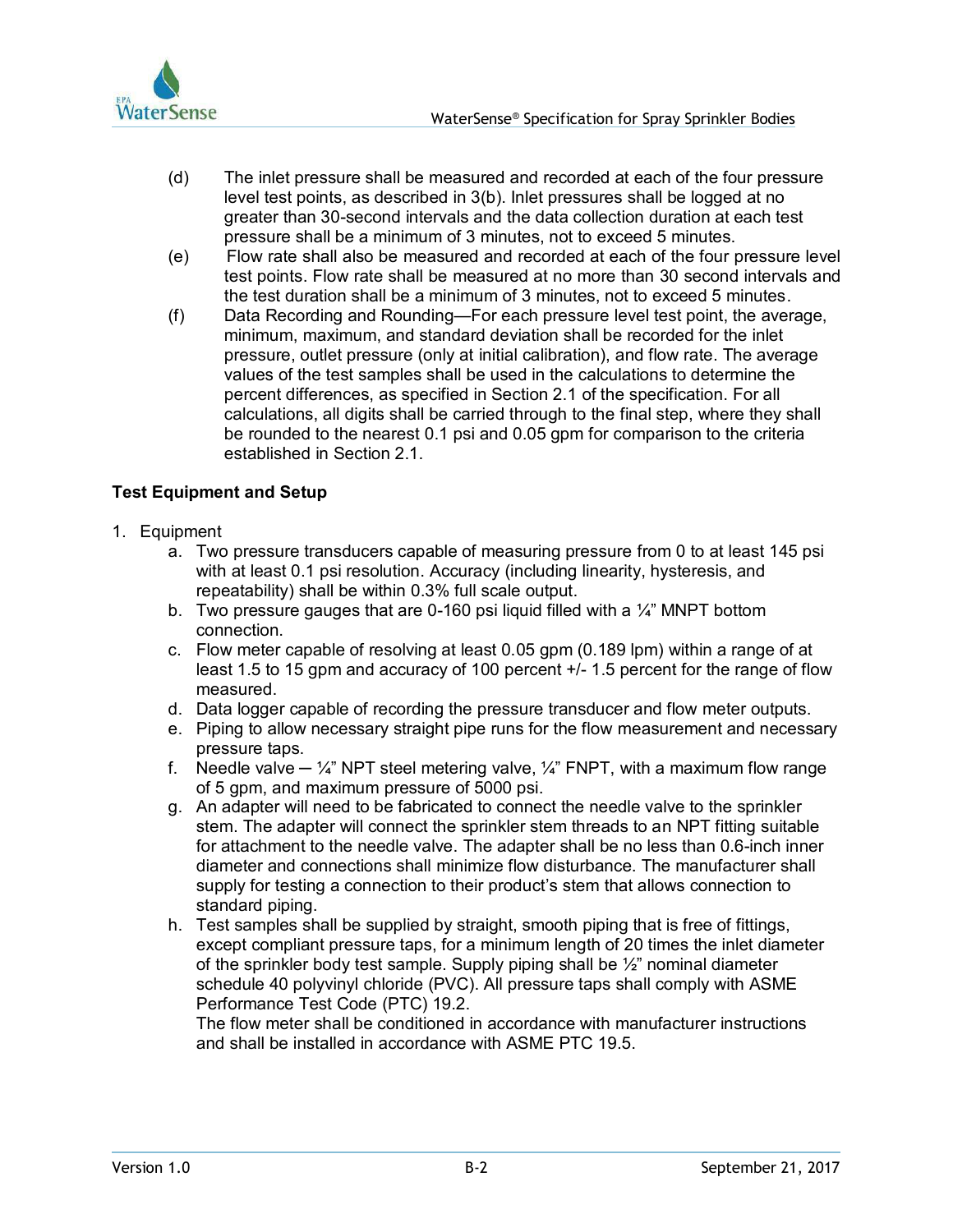(d) The inlet pressure shall be measured and recorded at each of the four pressure level test points, as described in 3(b). Inlet pressures shall be logged at no greater than 30-second intervals and the data collection duration at each test pressure shall be a minimum of 3 minutes, not to exceed 5 minutes.

(e) Flow rate shall also be measured and recorded at each of the four pressure level test points. Flow rate shall be measured at no more than 30 second intervals and the test duration shall be a minimum of 3 minutes, not to exceed 5 minutes.

(f) Data Recording and Rounding—For each pressure level test point, the average, minimum, maximum, and standard deviation shall be recorded for the inlet pressure, outlet pressure (only at initial calibration), and flow rate. The average values of the test samples shall be used in the calculations to determine the percent differences, as specified in Section 2.1 of the specification. For all calculations, all digits shall be carried through to the final step, where they shall be rounded to the nearest 0.1 psi and 0.05 gpm for comparison to the criteria established in Section 2.1.

**Test Equipment and Setup**

1. Equipment
   a. Two pressure transducers capable of measuring pressure from 0 to at least 145 psi with at least 0.1 psi resolution. Accuracy (including linearity, hysteresis, and repeatability) shall be within 0.3% full scale output.
   b. Two pressure gauges that are 0-160 psi liquid filled with a ¼" MNPT bottom connection.
   c. Flow meter capable of resolving at least 0.05 gpm (0.189 lpm) within a range of at least 1.5 to 15 gpm and accuracy of 100 percent +/- 1.5 percent for the range of flow measured.
   d. Data logger capable of recording the pressure transducer and flow meter outputs.
   e. Piping to allow necessary straight pipe runs for the flow measurement and necessary pressure taps.
   f. Needle valve ─ ¼" NPT steel metering valve, ¼" FNPT, with a maximum flow range of 5 gpm, and maximum pressure of 5000 psi.
   g. An adapter will need to be fabricated to connect the needle valve to the sprinkler stem. The adapter will connect the sprinkler stem threads to an NPT fitting suitable for attachment to the needle valve. The adapter shall be no less than 0.6-inch inner diameter and connections shall minimize flow disturbance. The manufacturer shall supply for testing a connection to their product's stem that allows connection to standard piping.
   h. Test samples shall be supplied by straight, smooth piping that is free of fittings, except compliant pressure taps, for a minimum length of 20 times the inlet diameter of the sprinkler body test sample. Supply piping shall be ½" nominal diameter schedule 40 polyvinyl chloride (PVC). All pressure taps shall comply with ASME Performance Test Code (PTC) 19.2.
      The flow meter shall be conditioned in accordance with manufacturer instructions and shall be installed in accordance with ASME PTC 19.5.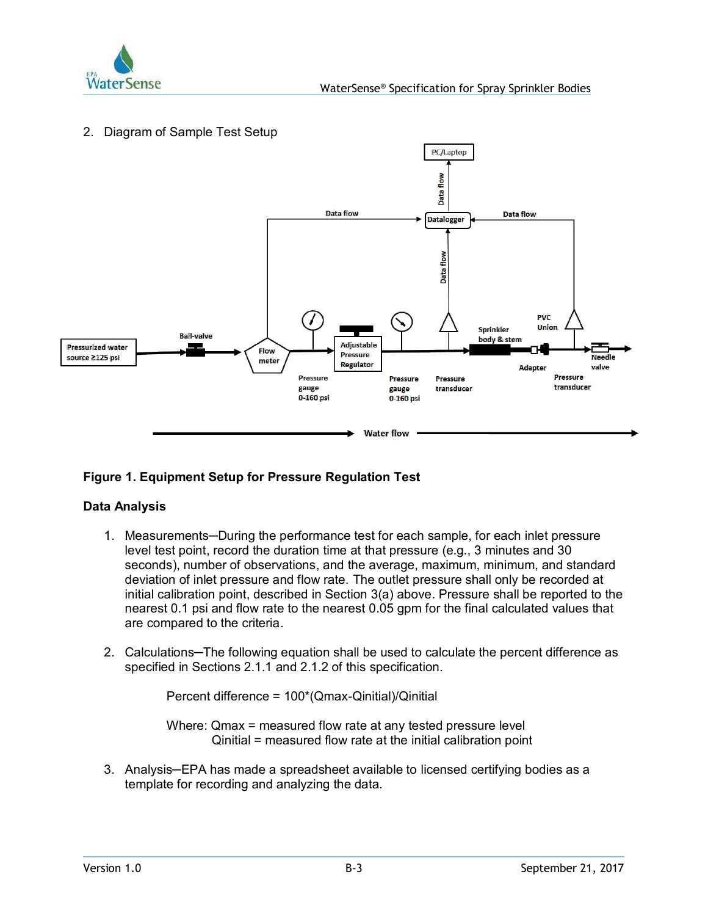2. Diagram of Sample Test Setup

PC/Laptop

Data flow

Datalogger

Data flow

Data flow

Data flow

Pressurized water source ≥125 psi

Ball-valve

Flow meter

Adjustable Pressure Regulator

Pressure gauge 0-160 psi

Pressure gauge 0-160 psi

Pressure transducer

Sprinkler body & stem

PVC Union

Adapter

Needle valve

Pressure transducer

Water flow

**Figure 1. Equipment Setup for Pressure Regulation Test**

**Data Analysis**

1. Measurements—During the performance test for each sample, for each inlet pressure level test point, record the duration time at that pressure (e.g., 3 minutes and 30 seconds), number of observations, and the average, maximum, minimum, and standard deviation of inlet pressure and flow rate. The outlet pressure shall only be recorded at initial calibration point, described in Section 3(a) above. Pressure shall be reported to the nearest 0.1 psi and flow rate to the nearest 0.05 gpm for the final calculated values that are compared to the criteria.

2. Calculations—The following equation shall be used to calculate the percent difference as specified in Sections 2.1.1 and 2.1.2 of this specification.

   Percent difference = 100*(Qmax-Qinitial)/Qinitial

   Where: Qmax = measured flow rate at any tested pressure level
   Qinitial = measured flow rate at the initial calibration point

3. Analysis—EPA has made a spreadsheet available to licensed certifying bodies as a template for recording and analyzing the data.